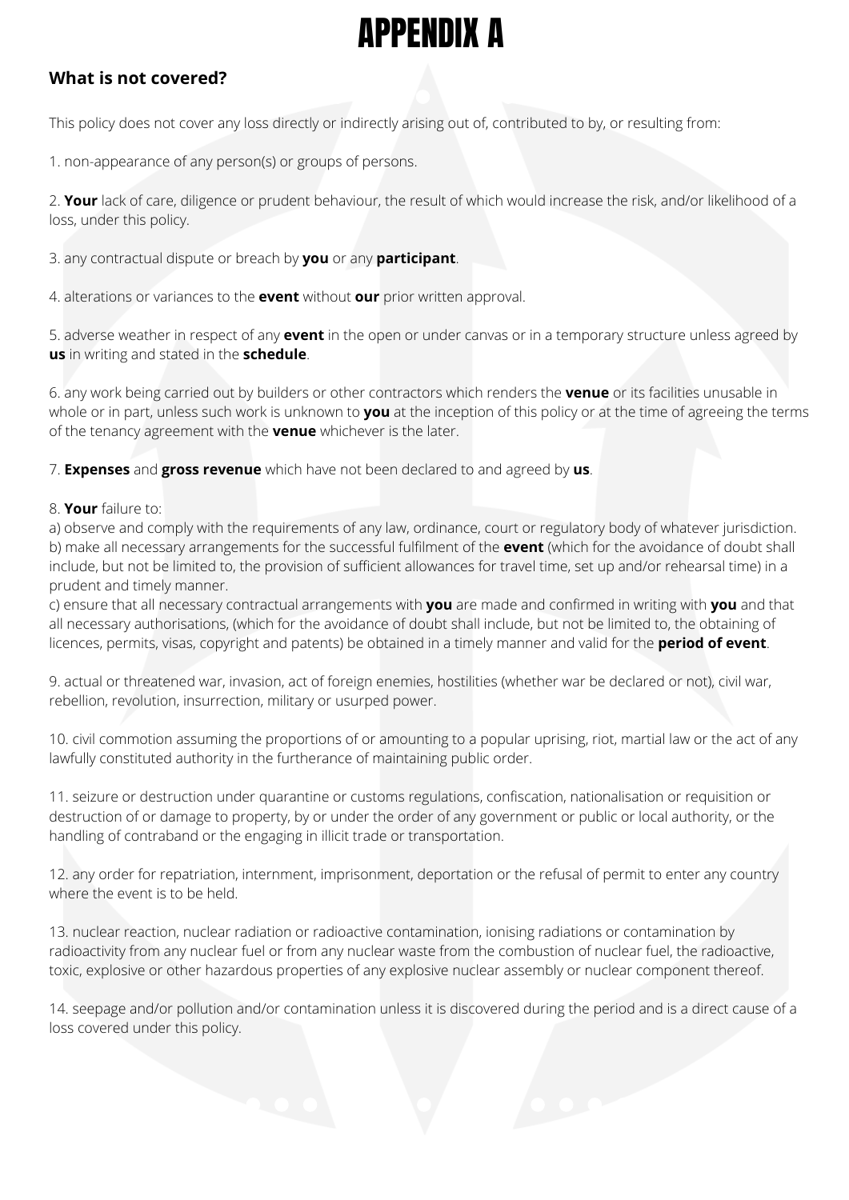# APPENDIX A

## What is not covered?

This policy does not cover any loss directly or indirectly arising out of, contributed to by, or resulting from:

1. non-appearance of any person(s) or groups of persons.

2. **Your** lack of care, diligence or prudent behaviour, the result of which would increase the risk, and/or likelihood of a loss, under this policy.

3. any contractual dispute or breach by **you** or any **participant**.

4. alterations or variances to the **event** without **our** prior written approval.

5. adverse weather in respect of any **event** in the open or under canvas or in a temporary structure unless agreed by **us** in writing and stated in the **schedule**.

6. any work being carried out by builders or other contractors which renders the **venue** or its facilities unusable in whole or in part, unless such work is unknown to **you** at the inception of this policy or at the time of agreeing the terms of the tenancy agreement with the **venue** whichever is the later.

7. **Expenses** and **gross revenue** which have not been declared to and agreed by **us**.

8. **Your** failure to:
a) observe and comply with the requirements of any law, ordinance, court or regulatory body of whatever jurisdiction.
b) make all necessary arrangements for the successful fulfilment of the **event** (which for the avoidance of doubt shall include, but not be limited to, the provision of sufficient allowances for travel time, set up and/or rehearsal time) in a prudent and timely manner.
c) ensure that all necessary contractual arrangements with **you** are made and confirmed in writing with **you** and that all necessary authorisations, (which for the avoidance of doubt shall include, but not be limited to, the obtaining of licences, permits, visas, copyright and patents) be obtained in a timely manner and valid for the **period of event**.

9. actual or threatened war, invasion, act of foreign enemies, hostilities (whether war be declared or not), civil war, rebellion, revolution, insurrection, military or usurped power.

10. civil commotion assuming the proportions of or amounting to a popular uprising, riot, martial law or the act of any lawfully constituted authority in the furtherance of maintaining public order.

11. seizure or destruction under quarantine or customs regulations, confiscation, nationalisation or requisition or destruction of or damage to property, by or under the order of any government or public or local authority, or the handling of contraband or the engaging in illicit trade or transportation.

12. any order for repatriation, internment, imprisonment, deportation or the refusal of permit to enter any country where the event is to be held.

13. nuclear reaction, nuclear radiation or radioactive contamination, ionising radiations or contamination by radioactivity from any nuclear fuel or from any nuclear waste from the combustion of nuclear fuel, the radioactive, toxic, explosive or other hazardous properties of any explosive nuclear assembly or nuclear component thereof.

14. seepage and/or pollution and/or contamination unless it is discovered during the period and is a direct cause of a loss covered under this policy.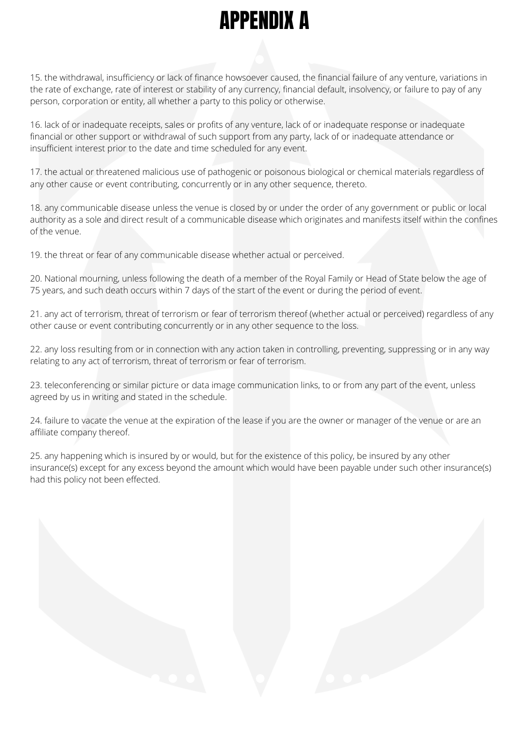# APPENDIX A

15. the withdrawal, insufficiency or lack of finance howsoever caused, the financial failure of any venture, variations in the rate of exchange, rate of interest or stability of any currency, financial default, insolvency, or failure to pay of any person, corporation or entity, all whether a party to this policy or otherwise.

16. lack of or inadequate receipts, sales or profits of any venture, lack of or inadequate response or inadequate financial or other support or withdrawal of such support from any party, lack of or inadequate attendance or insufficient interest prior to the date and time scheduled for any event.

17. the actual or threatened malicious use of pathogenic or poisonous biological or chemical materials regardless of any other cause or event contributing, concurrently or in any other sequence, thereto.

18. any communicable disease unless the venue is closed by or under the order of any government or public or local authority as a sole and direct result of a communicable disease which originates and manifests itself within the confines of the venue.

19. the threat or fear of any communicable disease whether actual or perceived.

20. National mourning, unless following the death of a member of the Royal Family or Head of State below the age of 75 years, and such death occurs within 7 days of the start of the event or during the period of event.

21. any act of terrorism, threat of terrorism or fear of terrorism thereof (whether actual or perceived) regardless of any other cause or event contributing concurrently or in any other sequence to the loss.

22. any loss resulting from or in connection with any action taken in controlling, preventing, suppressing or in any way relating to any act of terrorism, threat of terrorism or fear of terrorism.

23. teleconferencing or similar picture or data image communication links, to or from any part of the event, unless agreed by us in writing and stated in the schedule.

24. failure to vacate the venue at the expiration of the lease if you are the owner or manager of the venue or are an affiliate company thereof.

25. any happening which is insured by or would, but for the existence of this policy, be insured by any other insurance(s) except for any excess beyond the amount which would have been payable under such other insurance(s) had this policy not been effected.